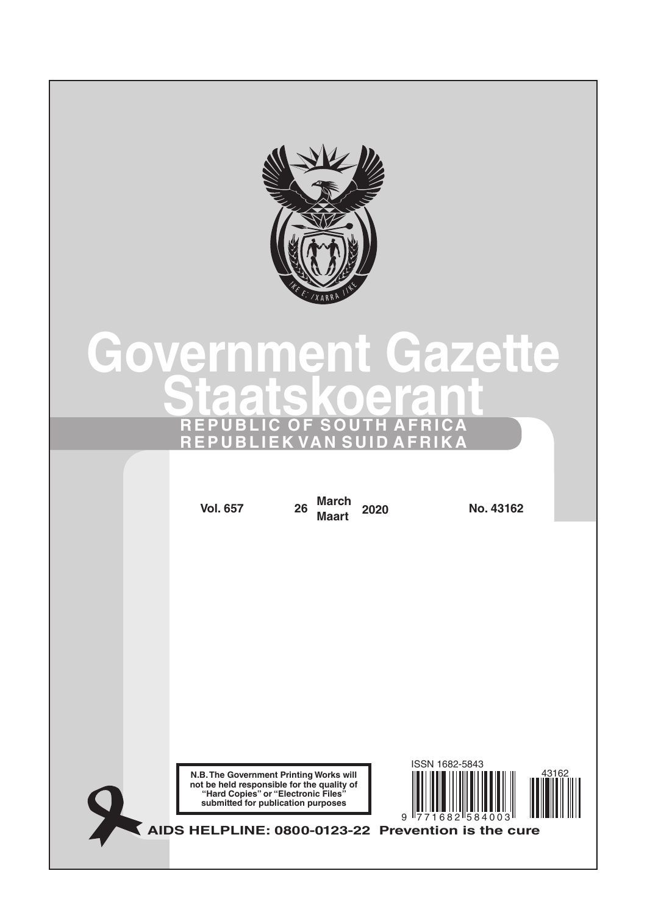# Government Gazette
# Staatskoerant

**REPUBLIC OF SOUTH AFRICA**
**REPUBLIEK VAN SUID AFRIKA**

**Vol. 657** | **26 March / Maart 2020** | **No. 43162**

**N.B. The Government Printing Works will not be held responsible for the quality of "Hard Copies" or "Electronic Files" submitted for publication purposes**

ISSN 1682-5843

9 771682 584003

43162

**AIDS HELPLINE: 0800-0123-22 Prevention is the cure**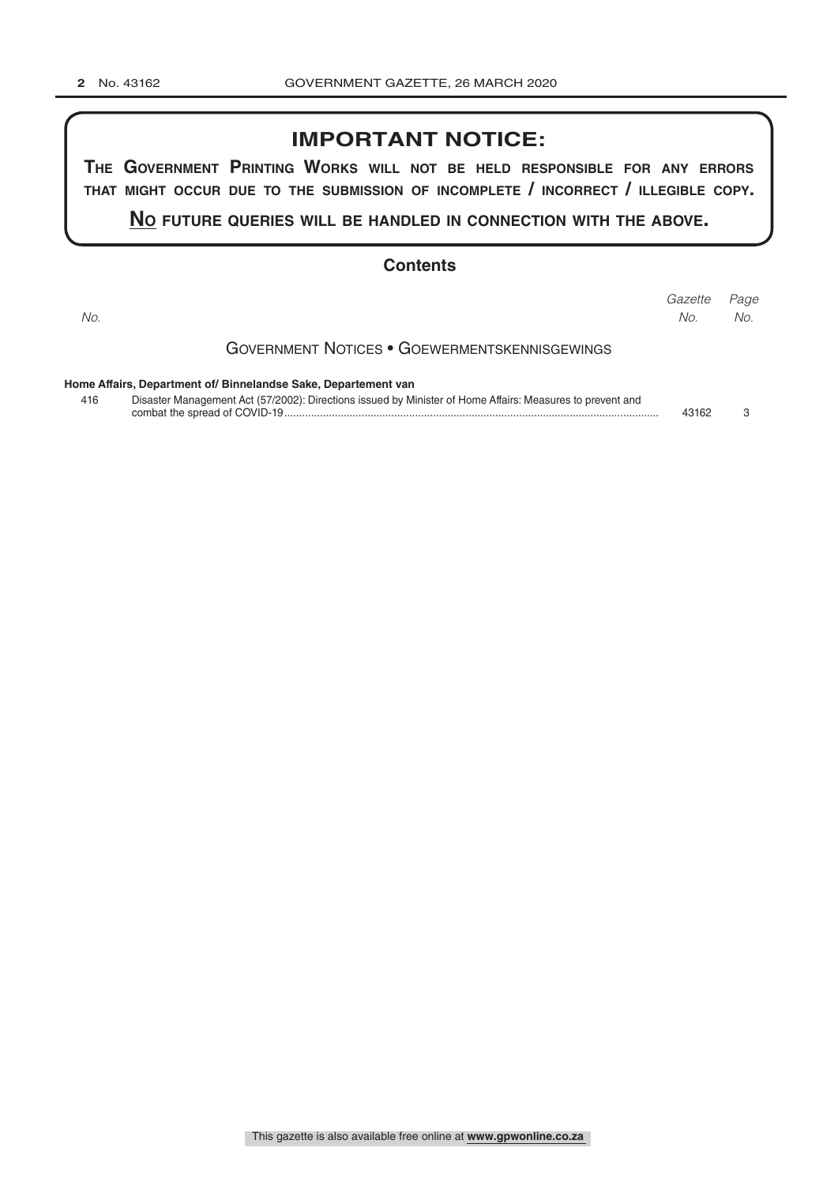## IMPORTANT NOTICE:

**THE GOVERNMENT PRINTING WORKS WILL NOT BE HELD RESPONSIBLE FOR ANY ERRORS THAT MIGHT OCCUR DUE TO THE SUBMISSION OF INCOMPLETE / INCORRECT / ILLEGIBLE COPY.**

**NO FUTURE QUERIES WILL BE HANDLED IN CONNECTION WITH THE ABOVE.**

## Contents

| *No.* | | *Gazette No.* | *Page No.* |
|---|---|---|---|
| | **GOVERNMENT NOTICES • GOEWERMENTSKENNISGEWINGS** | | |
| | **Home Affairs, Department of/ Binnelandse Sake, Departement van** | | |
| 416 | Disaster Management Act (57/2002): Directions issued by Minister of Home Affairs: Measures to prevent and combat the spread of COVID-19 | 43162 | 3 |

This gazette is also available free online at **www.gpwonline.co.za**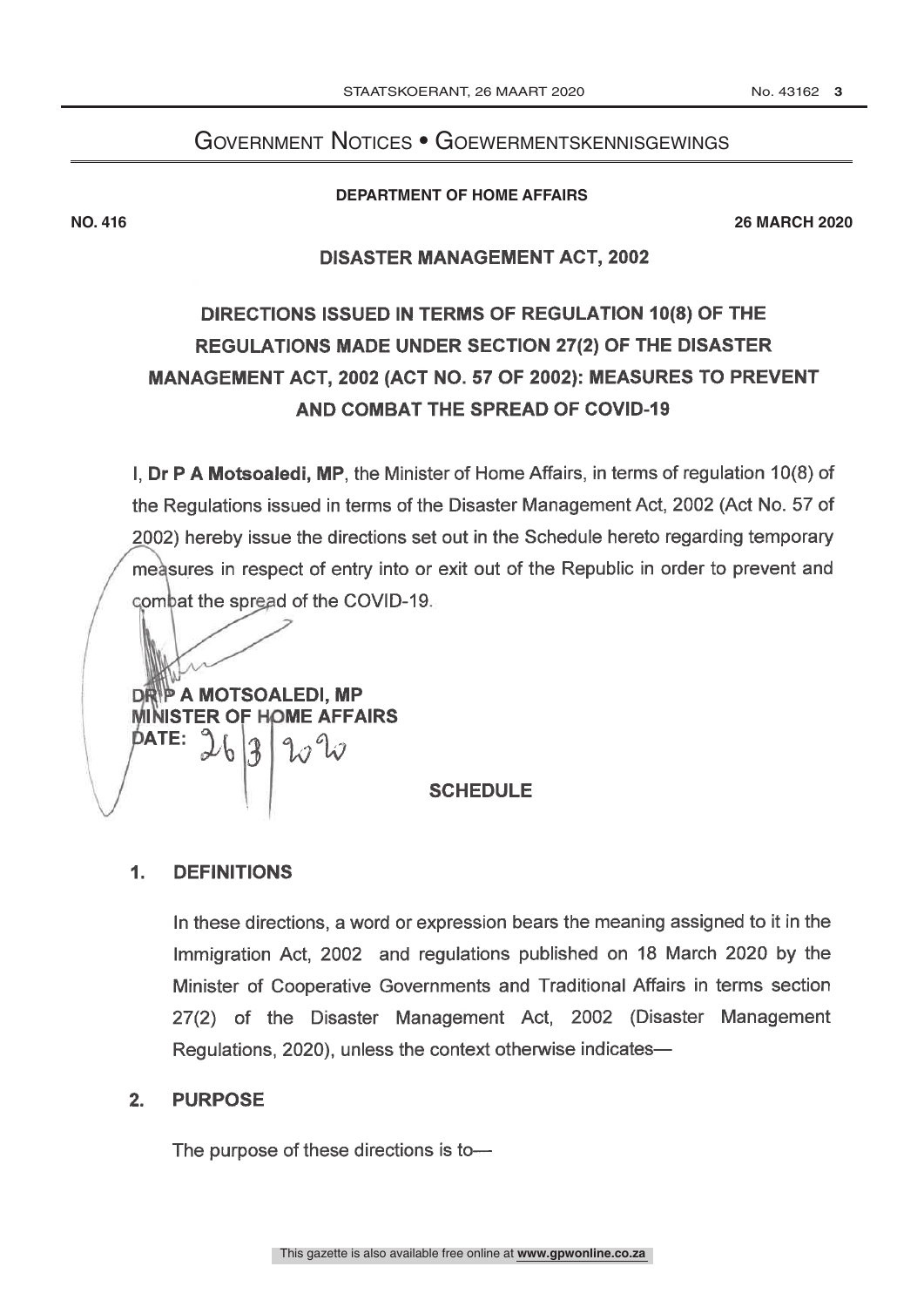# GOVERNMENT NOTICES • GOEWERMENTSKENNISGEWINGS

**DEPARTMENT OF HOME AFFAIRS**

**NO. 416** **26 MARCH 2020**

**DISASTER MANAGEMENT ACT, 2002**

## DIRECTIONS ISSUED IN TERMS OF REGULATION 10(8) OF THE REGULATIONS MADE UNDER SECTION 27(2) OF THE DISASTER MANAGEMENT ACT, 2002 (ACT NO. 57 OF 2002): MEASURES TO PREVENT AND COMBAT THE SPREAD OF COVID-19

I, **Dr P A Motsoaledi, MP**, the Minister of Home Affairs, in terms of regulation 10(8) of the Regulations issued in terms of the Disaster Management Act, 2002 (Act No. 57 of 2002) hereby issue the directions set out in the Schedule hereto regarding temporary measures in respect of entry into or exit out of the Republic in order to prevent and combat the spread of the COVID-19.

**DR P A MOTSOALEDI, MP**
**MINISTER OF HOME AFFAIRS**
**DATE:** 26/3/2020

**SCHEDULE**

### 1. DEFINITIONS

In these directions, a word or expression bears the meaning assigned to it in the Immigration Act, 2002 and regulations published on 18 March 2020 by the Minister of Cooperative Governments and Traditional Affairs in terms section 27(2) of the Disaster Management Act, 2002 (Disaster Management Regulations, 2020), unless the context otherwise indicates—

### 2. PURPOSE

The purpose of these directions is to—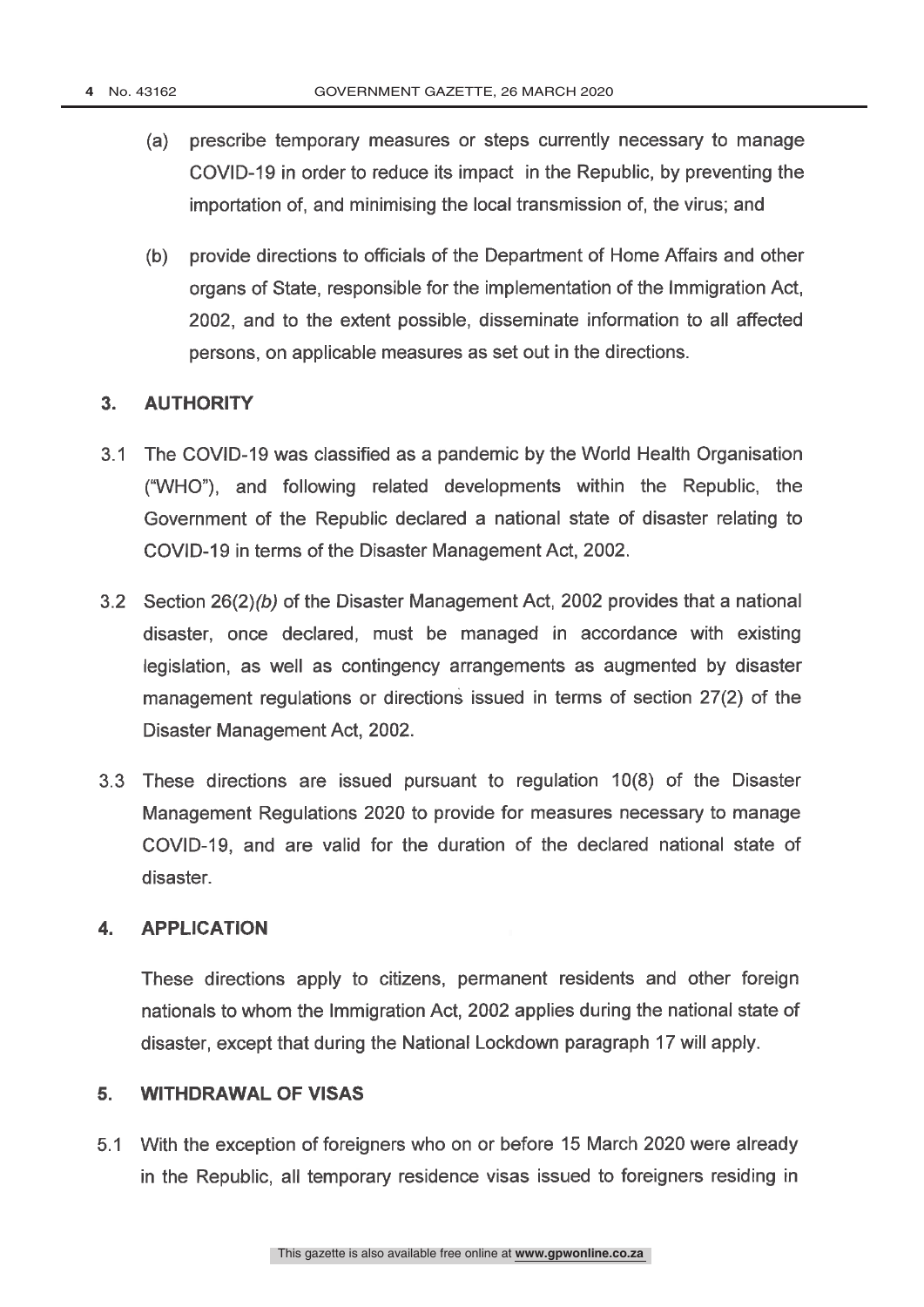(a) prescribe temporary measures or steps currently necessary to manage COVID-19 in order to reduce its impact in the Republic, by preventing the importation of, and minimising the local transmission of, the virus; and

(b) provide directions to officials of the Department of Home Affairs and other organs of State, responsible for the implementation of the Immigration Act, 2002, and to the extent possible, disseminate information to all affected persons, on applicable measures as set out in the directions.

## 3. AUTHORITY

3.1 The COVID-19 was classified as a pandemic by the World Health Organisation ("WHO"), and following related developments within the Republic, the Government of the Republic declared a national state of disaster relating to COVID-19 in terms of the Disaster Management Act, 2002.

3.2 Section 26(2)*(b)* of the Disaster Management Act, 2002 provides that a national disaster, once declared, must be managed in accordance with existing legislation, as well as contingency arrangements as augmented by disaster management regulations or directions issued in terms of section 27(2) of the Disaster Management Act, 2002.

3.3 These directions are issued pursuant to regulation 10(8) of the Disaster Management Regulations 2020 to provide for measures necessary to manage COVID-19, and are valid for the duration of the declared national state of disaster.

## 4. APPLICATION

These directions apply to citizens, permanent residents and other foreign nationals to whom the Immigration Act, 2002 applies during the national state of disaster, except that during the National Lockdown paragraph 17 will apply.

## 5. WITHDRAWAL OF VISAS

5.1 With the exception of foreigners who on or before 15 March 2020 were already in the Republic, all temporary residence visas issued to foreigners residing in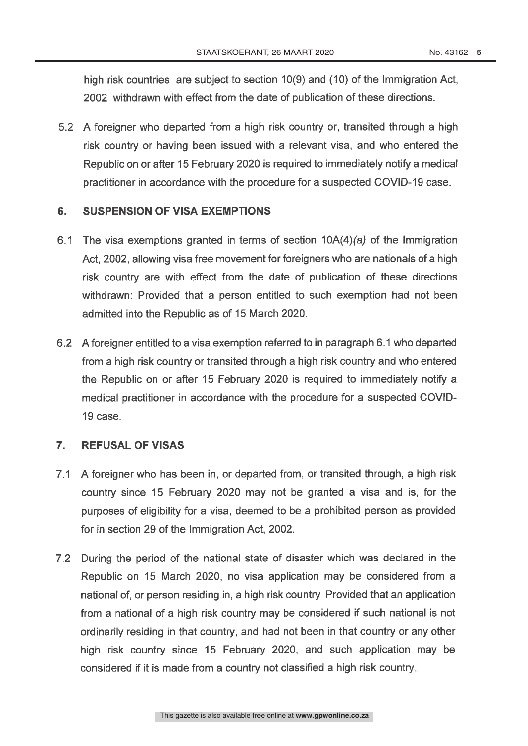high risk countries are subject to section 10(9) and (10) of the Immigration Act, 2002 withdrawn with effect from the date of publication of these directions.

5.2 A foreigner who departed from a high risk country or, transited through a high risk country or having been issued with a relevant visa, and who entered the Republic on or after 15 February 2020 is required to immediately notify a medical practitioner in accordance with the procedure for a suspected COVID-19 case.

## 6. SUSPENSION OF VISA EXEMPTIONS

6.1 The visa exemptions granted in terms of section 10A(4)*(a)* of the Immigration Act, 2002, allowing visa free movement for foreigners who are nationals of a high risk country are with effect from the date of publication of these directions withdrawn: Provided that a person entitled to such exemption had not been admitted into the Republic as of 15 March 2020.

6.2 A foreigner entitled to a visa exemption referred to in paragraph 6.1 who departed from a high risk country or transited through a high risk country and who entered the Republic on or after 15 February 2020 is required to immediately notify a medical practitioner in accordance with the procedure for a suspected COVID-19 case.

## 7. REFUSAL OF VISAS

7.1 A foreigner who has been in, or departed from, or transited through, a high risk country since 15 February 2020 may not be granted a visa and is, for the purposes of eligibility for a visa, deemed to be a prohibited person as provided for in section 29 of the Immigration Act, 2002.

7.2 During the period of the national state of disaster which was declared in the Republic on 15 March 2020, no visa application may be considered from a national of, or person residing in, a high risk country Provided that an application from a national of a high risk country may be considered if such national is not ordinarily residing in that country, and had not been in that country or any other high risk country since 15 February 2020, and such application may be considered if it is made from a country not classified a high risk country.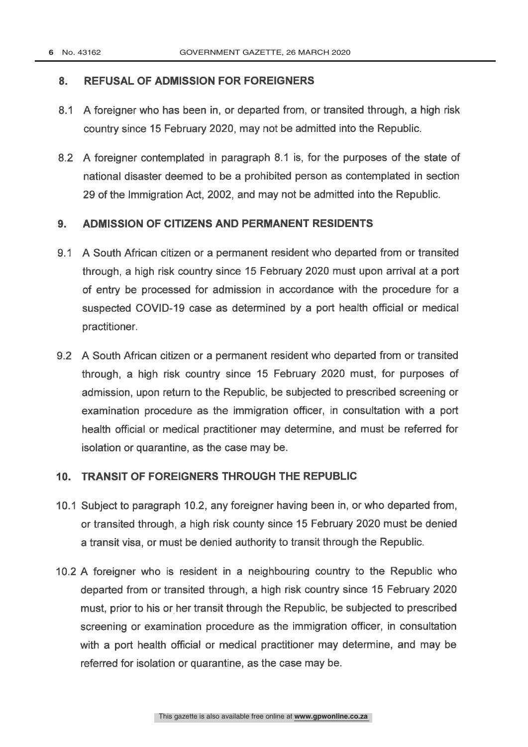## 8. REFUSAL OF ADMISSION FOR FOREIGNERS

8.1 A foreigner who has been in, or departed from, or transited through, a high risk country since 15 February 2020, may not be admitted into the Republic.

8.2 A foreigner contemplated in paragraph 8.1 is, for the purposes of the state of national disaster deemed to be a prohibited person as contemplated in section 29 of the Immigration Act, 2002, and may not be admitted into the Republic.

## 9. ADMISSION OF CITIZENS AND PERMANENT RESIDENTS

9.1 A South African citizen or a permanent resident who departed from or transited through, a high risk country since 15 February 2020 must upon arrival at a port of entry be processed for admission in accordance with the procedure for a suspected COVID-19 case as determined by a port health official or medical practitioner.

9.2 A South African citizen or a permanent resident who departed from or transited through, a high risk country since 15 February 2020 must, for purposes of admission, upon return to the Republic, be subjected to prescribed screening or examination procedure as the immigration officer, in consultation with a port health official or medical practitioner may determine, and must be referred for isolation or quarantine, as the case may be.

## 10. TRANSIT OF FOREIGNERS THROUGH THE REPUBLIC

10.1 Subject to paragraph 10.2, any foreigner having been in, or who departed from, or transited through, a high risk county since 15 February 2020 must be denied a transit visa, or must be denied authority to transit through the Republic.

10.2 A foreigner who is resident in a neighbouring country to the Republic who departed from or transited through, a high risk country since 15 February 2020 must, prior to his or her transit through the Republic, be subjected to prescribed screening or examination procedure as the immigration officer, in consultation with a port health official or medical practitioner may determine, and may be referred for isolation or quarantine, as the case may be.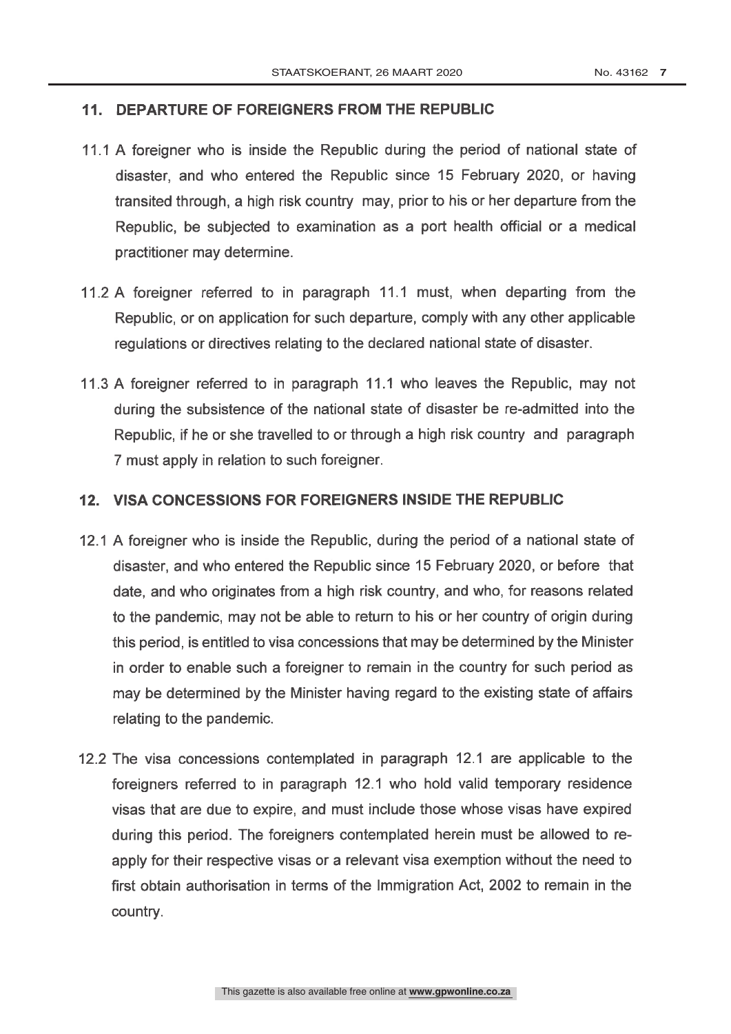## 11. DEPARTURE OF FOREIGNERS FROM THE REPUBLIC

11.1 A foreigner who is inside the Republic during the period of national state of disaster, and who entered the Republic since 15 February 2020, or having transited through, a high risk country may, prior to his or her departure from the Republic, be subjected to examination as a port health official or a medical practitioner may determine.

11.2 A foreigner referred to in paragraph 11.1 must, when departing from the Republic, or on application for such departure, comply with any other applicable regulations or directives relating to the declared national state of disaster.

11.3 A foreigner referred to in paragraph 11.1 who leaves the Republic, may not during the subsistence of the national state of disaster be re-admitted into the Republic, if he or she travelled to or through a high risk country and paragraph 7 must apply in relation to such foreigner.

## 12. VISA CONCESSIONS FOR FOREIGNERS INSIDE THE REPUBLIC

12.1 A foreigner who is inside the Republic, during the period of a national state of disaster, and who entered the Republic since 15 February 2020, or before that date, and who originates from a high risk country, and who, for reasons related to the pandemic, may not be able to return to his or her country of origin during this period, is entitled to visa concessions that may be determined by the Minister in order to enable such a foreigner to remain in the country for such period as may be determined by the Minister having regard to the existing state of affairs relating to the pandemic.

12.2 The visa concessions contemplated in paragraph 12.1 are applicable to the foreigners referred to in paragraph 12.1 who hold valid temporary residence visas that are due to expire, and must include those whose visas have expired during this period. The foreigners contemplated herein must be allowed to re-apply for their respective visas or a relevant visa exemption without the need to first obtain authorisation in terms of the Immigration Act, 2002 to remain in the country.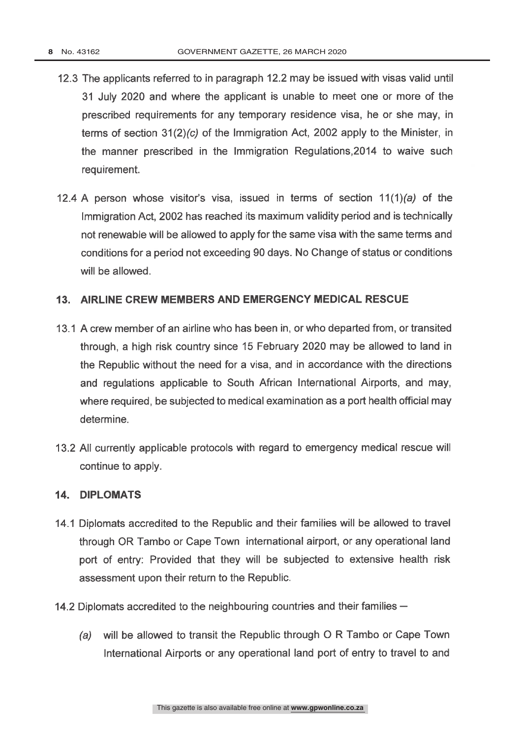12.3 The applicants referred to in paragraph 12.2 may be issued with visas valid until 31 July 2020 and where the applicant is unable to meet one or more of the prescribed requirements for any temporary residence visa, he or she may, in terms of section 31(2)*(c)* of the Immigration Act, 2002 apply to the Minister, in the manner prescribed in the Immigration Regulations,2014 to waive such requirement.

12.4 A person whose visitor's visa, issued in terms of section 11(1)*(a)* of the Immigration Act, 2002 has reached its maximum validity period and is technically not renewable will be allowed to apply for the same visa with the same terms and conditions for a period not exceeding 90 days. No Change of status or conditions will be allowed.

## 13. AIRLINE CREW MEMBERS AND EMERGENCY MEDICAL RESCUE

13.1 A crew member of an airline who has been in, or who departed from, or transited through, a high risk country since 15 February 2020 may be allowed to land in the Republic without the need for a visa, and in accordance with the directions and regulations applicable to South African International Airports, and may, where required, be subjected to medical examination as a port health official may determine.

13.2 All currently applicable protocols with regard to emergency medical rescue will continue to apply.

## 14. DIPLOMATS

14.1 Diplomats accredited to the Republic and their families will be allowed to travel through OR Tambo or Cape Town international airport, or any operational land port of entry: Provided that they will be subjected to extensive health risk assessment upon their return to the Republic.

14.2 Diplomats accredited to the neighbouring countries and their families —

*(a)* will be allowed to transit the Republic through O R Tambo or Cape Town International Airports or any operational land port of entry to travel to and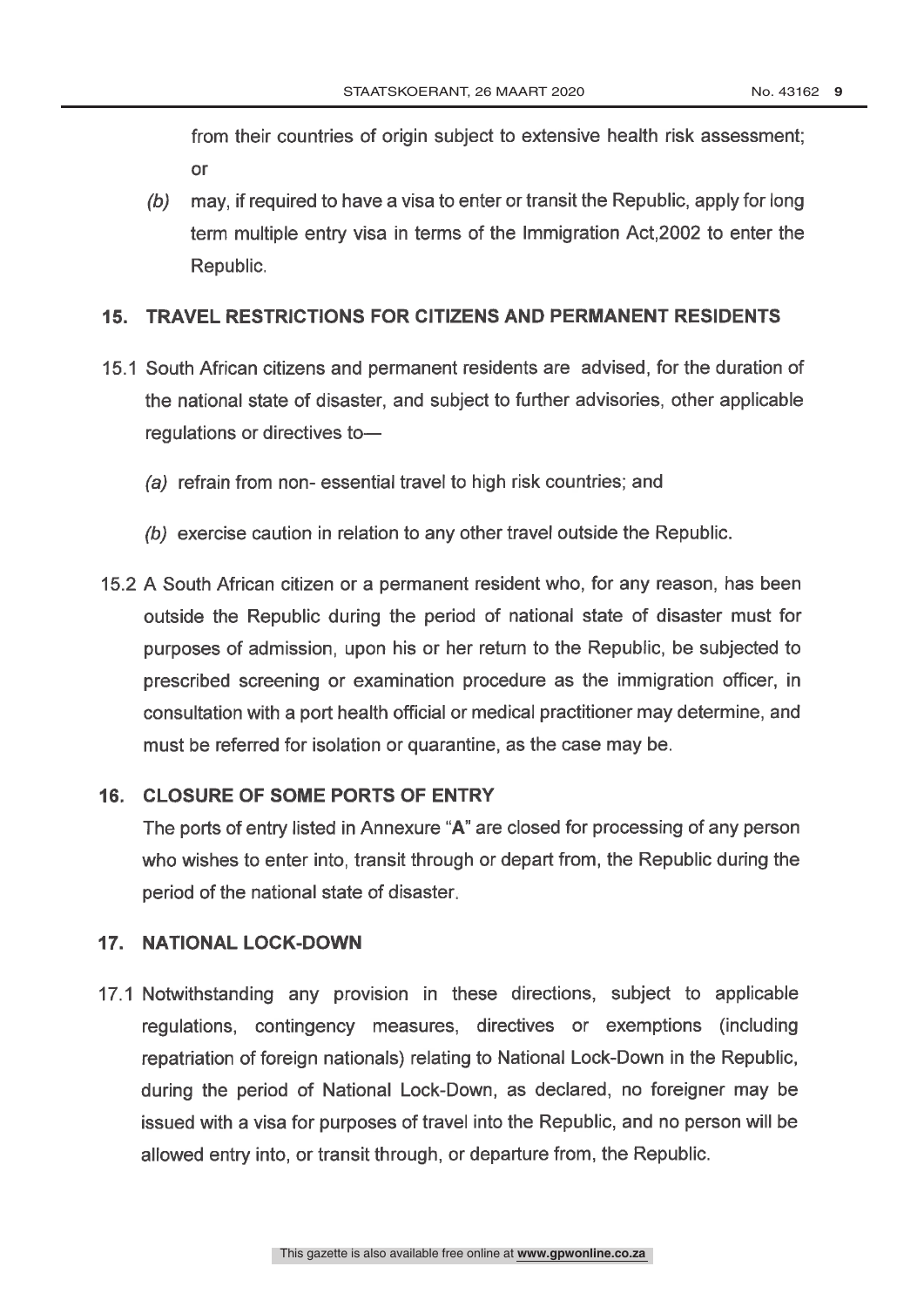from their countries of origin subject to extensive health risk assessment; or

*(b)* may, if required to have a visa to enter or transit the Republic, apply for long term multiple entry visa in terms of the Immigration Act,2002 to enter the Republic.

## 15. TRAVEL RESTRICTIONS FOR CITIZENS AND PERMANENT RESIDENTS

15.1 South African citizens and permanent residents are advised, for the duration of the national state of disaster, and subject to further advisories, other applicable regulations or directives to—

*(a)* refrain from non- essential travel to high risk countries; and

*(b)* exercise caution in relation to any other travel outside the Republic.

15.2 A South African citizen or a permanent resident who, for any reason, has been outside the Republic during the period of national state of disaster must for purposes of admission, upon his or her return to the Republic, be subjected to prescribed screening or examination procedure as the immigration officer, in consultation with a port health official or medical practitioner may determine, and must be referred for isolation or quarantine, as the case may be.

## 16. CLOSURE OF SOME PORTS OF ENTRY

The ports of entry listed in Annexure "**A**" are closed for processing of any person who wishes to enter into, transit through or depart from, the Republic during the period of the national state of disaster.

## 17. NATIONAL LOCK-DOWN

17.1 Notwithstanding any provision in these directions, subject to applicable regulations, contingency measures, directives or exemptions (including repatriation of foreign nationals) relating to National Lock-Down in the Republic, during the period of National Lock-Down, as declared, no foreigner may be issued with a visa for purposes of travel into the Republic, and no person will be allowed entry into, or transit through, or departure from, the Republic.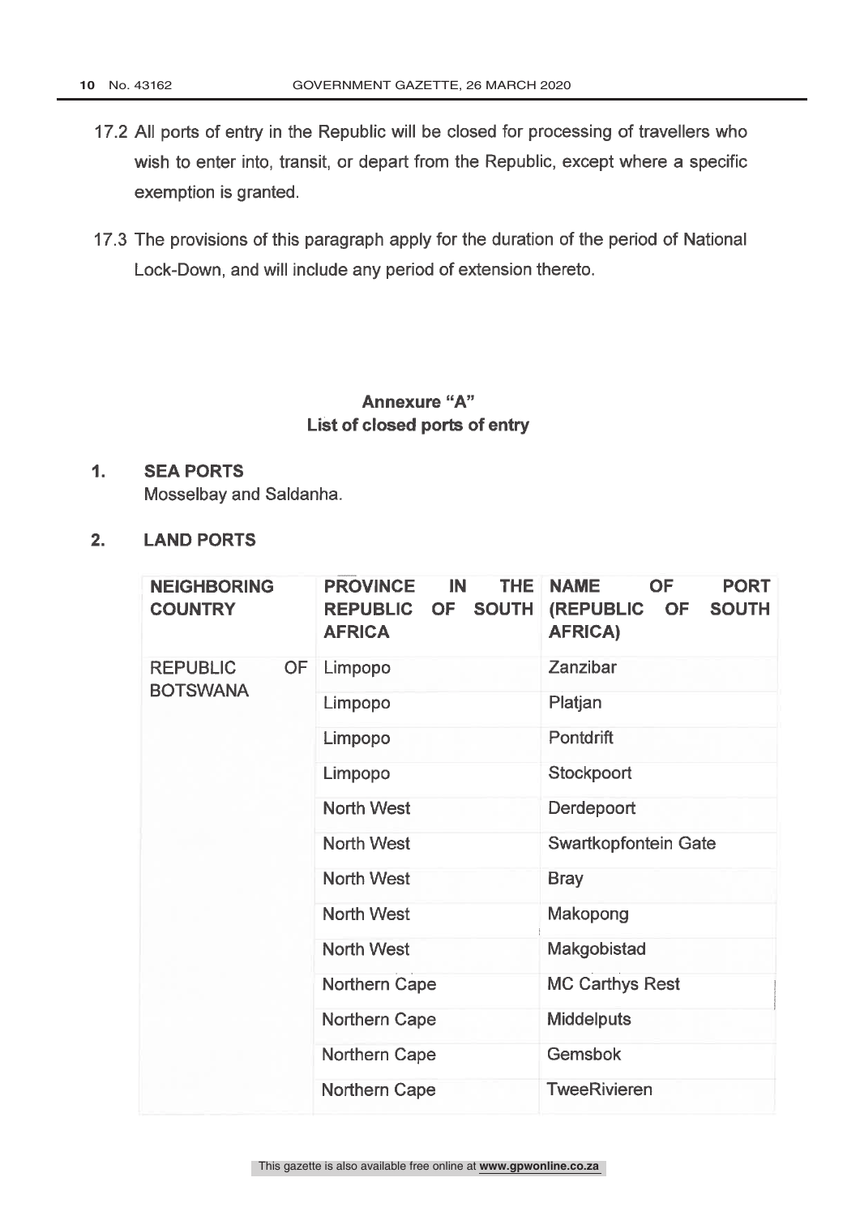17.2 All ports of entry in the Republic will be closed for processing of travellers who wish to enter into, transit, or depart from the Republic, except where a specific exemption is granted.

17.3 The provisions of this paragraph apply for the duration of the period of National Lock-Down, and will include any period of extension thereto.

## Annexure "A"
## List of closed ports of entry

**1. SEA PORTS**

Mosselbay and Saldanha.

**2. LAND PORTS**

| NEIGHBORING COUNTRY | PROVINCE IN THE REPUBLIC OF SOUTH AFRICA | NAME OF PORT (REPUBLIC OF SOUTH AFRICA) |
|---|---|---|
| REPUBLIC OF BOTSWANA | Limpopo | Zanzibar |
| | Limpopo | Platjan |
| | Limpopo | Pontdrift |
| | Limpopo | Stockpoort |
| | North West | Derdepoort |
| | North West | Swartkopfontein Gate |
| | North West | Bray |
| | North West | Makopong |
| | North West | Makgobistad |
| | Northern Cape | MC Carthys Rest |
| | Northern Cape | Middelputs |
| | Northern Cape | Gemsbok |
| | Northern Cape | TweeRivieren |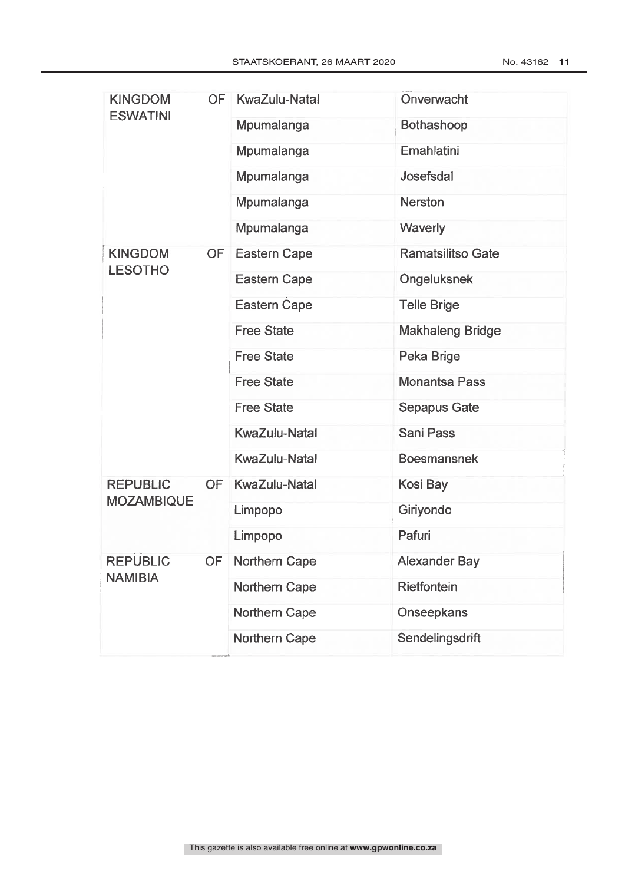| | | |
|---|---|---|
| KINGDOM OF ESWATINI | KwaZulu-Natal | Onverwacht |
| | Mpumalanga | Bothashoop |
| | Mpumalanga | Emahlatini |
| | Mpumalanga | Josefsdal |
| | Mpumalanga | Nerston |
| | Mpumalanga | Waverly |
| KINGDOM OF LESOTHO | Eastern Cape | Ramatsilitso Gate |
| | Eastern Cape | Ongeluksnek |
| | Eastern Cape | Telle Brige |
| | Free State | Makhaleng Bridge |
| | Free State | Peka Brige |
| | Free State | Monantsa Pass |
| | Free State | Sepapus Gate |
| | KwaZulu-Natal | Sani Pass |
| | KwaZulu-Natal | Boesmansnek |
| REPUBLIC OF MOZAMBIQUE | KwaZulu-Natal | Kosi Bay |
| | Limpopo | Giriyondo |
| | Limpopo | Pafuri |
| REPUBLIC OF NAMIBIA | Northern Cape | Alexander Bay |
| | Northern Cape | Rietfontein |
| | Northern Cape | Onseepkans |
| | Northern Cape | Sendelingsdrift |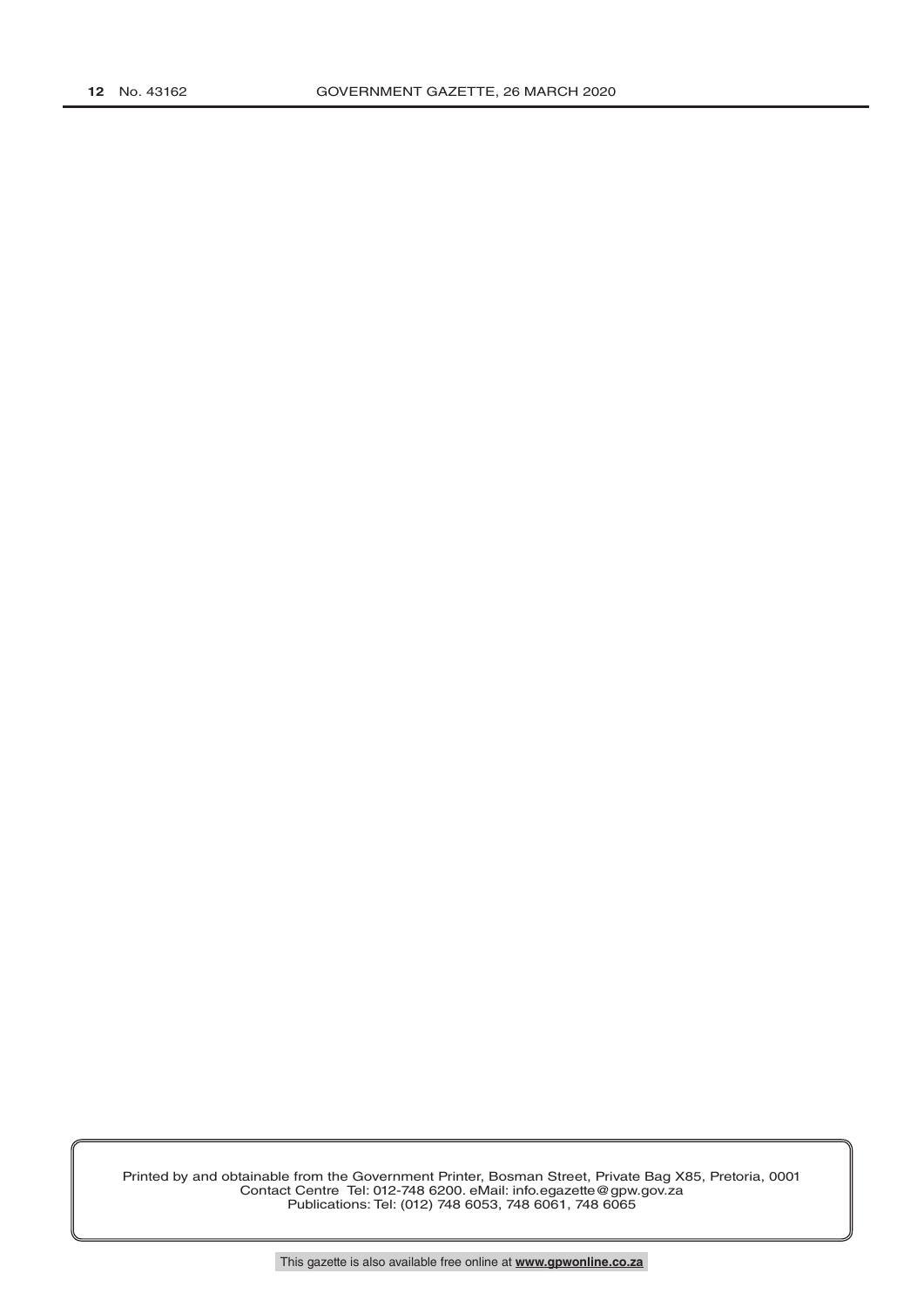Printed by and obtainable from the Government Printer, Bosman Street, Private Bag X85, Pretoria, 0001
Contact Centre Tel: 012-748 6200. eMail: info.egazette@gpw.gov.za
Publications: Tel: (012) 748 6053, 748 6061, 748 6065

This gazette is also available free online at **www.gpwonline.co.za**